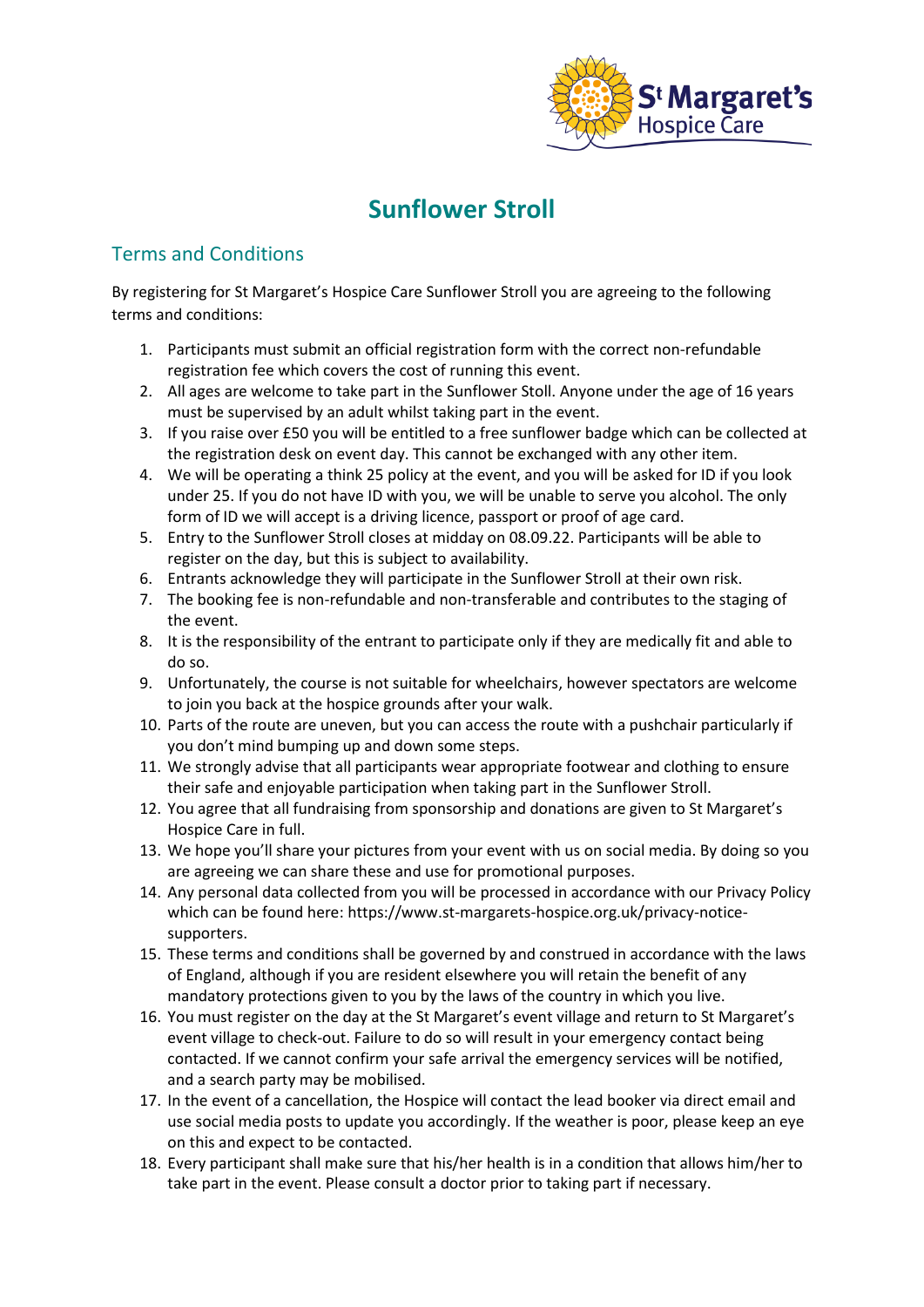# Sunflower Stroll

## Terms and Conditions

By registering for St Margaret's Hospice Care Sunflower Stroll you are agreeing to the following terms and conditions:

1. Participants must submit an official registration form with the correct non-refundable registration fee which covers the cost of running this event.
2. All ages are welcome to take part in the Sunflower Stoll. Anyone under the age of 16 years must be supervised by an adult whilst taking part in the event.
3. If you raise over £50 you will be entitled to a free sunflower badge which can be collected at the registration desk on event day. This cannot be exchanged with any other item.
4. We will be operating a think 25 policy at the event, and you will be asked for ID if you look under 25. If you do not have ID with you, we will be unable to serve you alcohol. The only form of ID we will accept is a driving licence, passport or proof of age card.
5. Entry to the Sunflower Stroll closes at midday on 08.09.22. Participants will be able to register on the day, but this is subject to availability.
6. Entrants acknowledge they will participate in the Sunflower Stroll at their own risk.
7. The booking fee is non-refundable and non-transferable and contributes to the staging of the event.
8. It is the responsibility of the entrant to participate only if they are medically fit and able to do so.
9. Unfortunately, the course is not suitable for wheelchairs, however spectators are welcome to join you back at the hospice grounds after your walk.
10. Parts of the route are uneven, but you can access the route with a pushchair particularly if you don't mind bumping up and down some steps.
11. We strongly advise that all participants wear appropriate footwear and clothing to ensure their safe and enjoyable participation when taking part in the Sunflower Stroll.
12. You agree that all fundraising from sponsorship and donations are given to St Margaret's Hospice Care in full.
13. We hope you'll share your pictures from your event with us on social media. By doing so you are agreeing we can share these and use for promotional purposes.
14. Any personal data collected from you will be processed in accordance with our Privacy Policy which can be found here: https://www.st-margarets-hospice.org.uk/privacy-notice-supporters.
15. These terms and conditions shall be governed by and construed in accordance with the laws of England, although if you are resident elsewhere you will retain the benefit of any mandatory protections given to you by the laws of the country in which you live.
16. You must register on the day at the St Margaret's event village and return to St Margaret's event village to check-out. Failure to do so will result in your emergency contact being contacted. If we cannot confirm your safe arrival the emergency services will be notified, and a search party may be mobilised.
17. In the event of a cancellation, the Hospice will contact the lead booker via direct email and use social media posts to update you accordingly. If the weather is poor, please keep an eye on this and expect to be contacted.
18. Every participant shall make sure that his/her health is in a condition that allows him/her to take part in the event. Please consult a doctor prior to taking part if necessary.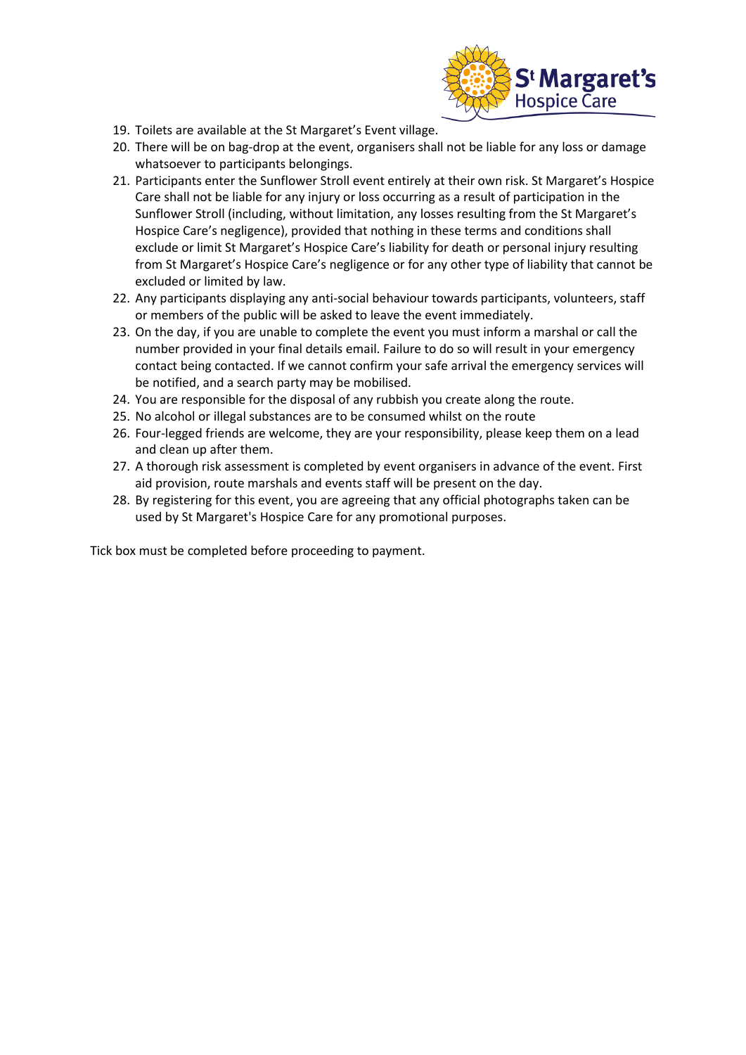19. Toilets are available at the St Margaret's Event village.
20. There will be on bag-drop at the event, organisers shall not be liable for any loss or damage whatsoever to participants belongings.
21. Participants enter the Sunflower Stroll event entirely at their own risk. St Margaret's Hospice Care shall not be liable for any injury or loss occurring as a result of participation in the Sunflower Stroll (including, without limitation, any losses resulting from the St Margaret's Hospice Care's negligence), provided that nothing in these terms and conditions shall exclude or limit St Margaret's Hospice Care's liability for death or personal injury resulting from St Margaret's Hospice Care's negligence or for any other type of liability that cannot be excluded or limited by law.
22. Any participants displaying any anti-social behaviour towards participants, volunteers, staff or members of the public will be asked to leave the event immediately.
23. On the day, if you are unable to complete the event you must inform a marshal or call the number provided in your final details email. Failure to do so will result in your emergency contact being contacted. If we cannot confirm your safe arrival the emergency services will be notified, and a search party may be mobilised.
24. You are responsible for the disposal of any rubbish you create along the route.
25. No alcohol or illegal substances are to be consumed whilst on the route
26. Four-legged friends are welcome, they are your responsibility, please keep them on a lead and clean up after them.
27. A thorough risk assessment is completed by event organisers in advance of the event. First aid provision, route marshals and events staff will be present on the day.
28. By registering for this event, you are agreeing that any official photographs taken can be used by St Margaret's Hospice Care for any promotional purposes.

Tick box must be completed before proceeding to payment.